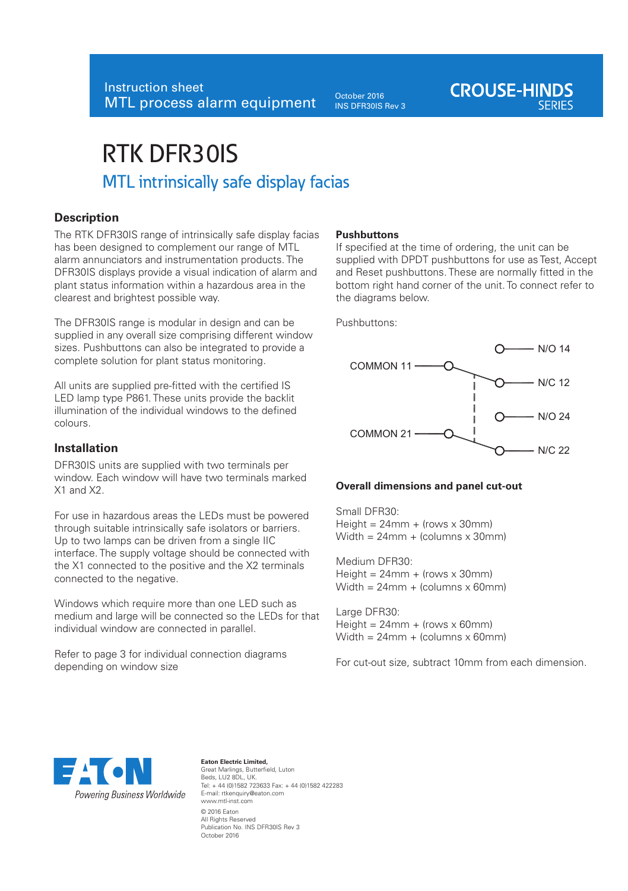Instruction sheet
MTL process alarm equipment

October 2016
INS DFR30IS Rev 3

CROUSE-HINDS SERIES

# RTK DFR30IS

## MTL intrinsically safe display facias

### Description

The RTK DFR30IS range of intrinsically safe display facias has been designed to complement our range of MTL alarm annunciators and instrumentation products. The DFR30IS displays provide a visual indication of alarm and plant status information within a hazardous area in the clearest and brightest possible way.

The DFR30IS range is modular in design and can be supplied in any overall size comprising different window sizes. Pushbuttons can also be integrated to provide a complete solution for plant status monitoring.

All units are supplied pre-fitted with the certified IS LED lamp type P861. These units provide the backlit illumination of the individual windows to the defined colours.

### Installation

DFR30IS units are supplied with two terminals per window. Each window will have two terminals marked X1 and X2.

For use in hazardous areas the LEDs must be powered through suitable intrinsically safe isolators or barriers. Up to two lamps can be driven from a single IIC interface. The supply voltage should be connected with the X1 connected to the positive and the X2 terminals connected to the negative.

Windows which require more than one LED such as medium and large will be connected so the LEDs for that individual window are connected in parallel.

Refer to page 3 for individual connection diagrams depending on window size

### Pushbuttons

If specified at the time of ordering, the unit can be supplied with DPDT pushbuttons for use as Test, Accept and Reset pushbuttons. These are normally fitted in the bottom right hand corner of the unit. To connect refer to the diagrams below.

Pushbuttons:

COMMON 11 — N/O 14, N/C 12
COMMON 21 — N/O 24, N/C 22

### Overall dimensions and panel cut-out

Small DFR30:
Height = 24mm + (rows x 30mm)
Width = 24mm + (columns x 30mm)

Medium DFR30:
Height = 24mm + (rows x 30mm)
Width = 24mm + (columns x 60mm)

Large DFR30:
Height = 24mm + (rows x 60mm)
Width = 24mm + (columns x 60mm)

For cut-out size, subtract 10mm from each dimension.

EATON
Powering Business Worldwide

**Eaton Electric Limited,**
Great Marlings, Butterfield, Luton
Beds, LU2 8DL, UK.
Tel: + 44 (0)1582 723633 Fax: + 44 (0)1582 422283
E-mail: rtkenquiry@eaton.com
www.mtl-inst.com

© 2016 Eaton
All Rights Reserved
Publication No. INS DFR30IS Rev 3
October 2016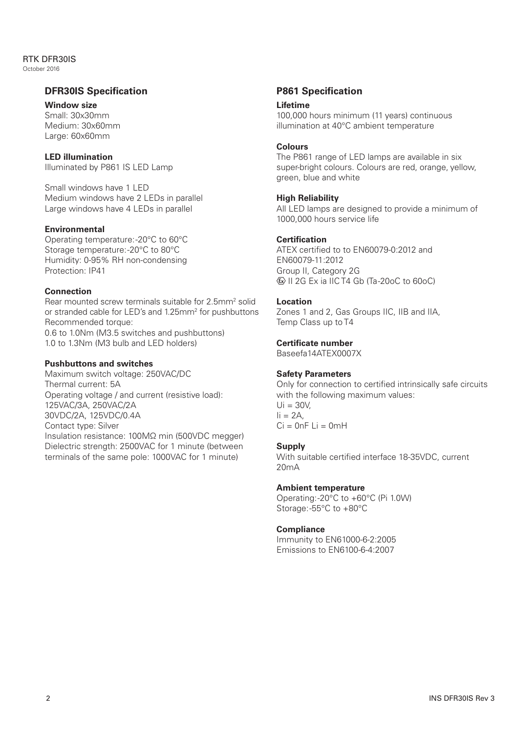## DFR30IS Specification

**Window size**
Small: 30x30mm
Medium: 30x60mm
Large: 60x60mm

**LED illumination**
Illuminated by P861 IS LED Lamp

Small windows have 1 LED
Medium windows have 2 LEDs in parallel
Large windows have 4 LEDs in parallel

**Environmental**
Operating temperature: -20°C to 60°C
Storage temperature: -20°C to 80°C
Humidity: 0-95% RH non-condensing
Protection: IP41

**Connection**
Rear mounted screw terminals suitable for 2.5mm² solid or stranded cable for LED's and 1.25mm² for pushbuttons
Recommended torque:
0.6 to 1.0Nm (M3.5 switches and pushbuttons)
1.0 to 1.3Nm (M3 bulb and LED holders)

**Pushbuttons and switches**
Maximum switch voltage: 250VAC/DC
Thermal current: 5A
Operating voltage / and current (resistive load):
125VAC/3A, 250VAC/2A
30VDC/2A, 125VDC/0.4A
Contact type: Silver
Insulation resistance: 100MΩ min (500VDC megger)
Dielectric strength: 2500VAC for 1 minute (between terminals of the same pole: 1000VAC for 1 minute)

## P861 Specification

**Lifetime**
100,000 hours minimum (11 years) continuous illumination at 40°C ambient temperature

**Colours**
The P861 range of LED lamps are available in six super-bright colours. Colours are red, orange, yellow, green, blue and white

**High Reliability**
All LED lamps are designed to provide a minimum of 1000,000 hours service life

**Certification**
ATEX certified to to EN60079-0:2012 and EN60079-11:2012
Group II, Category 2G
⟨Ex⟩ II 2G Ex ia IIC T4 Gb (Ta-20oC to 60oC)

**Location**
Zones 1 and 2, Gas Groups IIC, IIB and IIA, Temp Class up to T4

**Certificate number**
Baseefa14ATEX0007X

**Safety Parameters**
Only for connection to certified intrinsically safe circuits with the following maximum values:
Ui = 30V,
Ii = 2A,
Ci = 0nF Li = 0mH

**Supply**
With suitable certified interface 18-35VDC, current 20mA

**Ambient temperature**
Operating: -20°C to +60°C (Pi 1.0W)
Storage: -55°C to +80°C

**Compliance**
Immunity to EN61000-6-2:2005
Emissions to EN6100-6-4:2007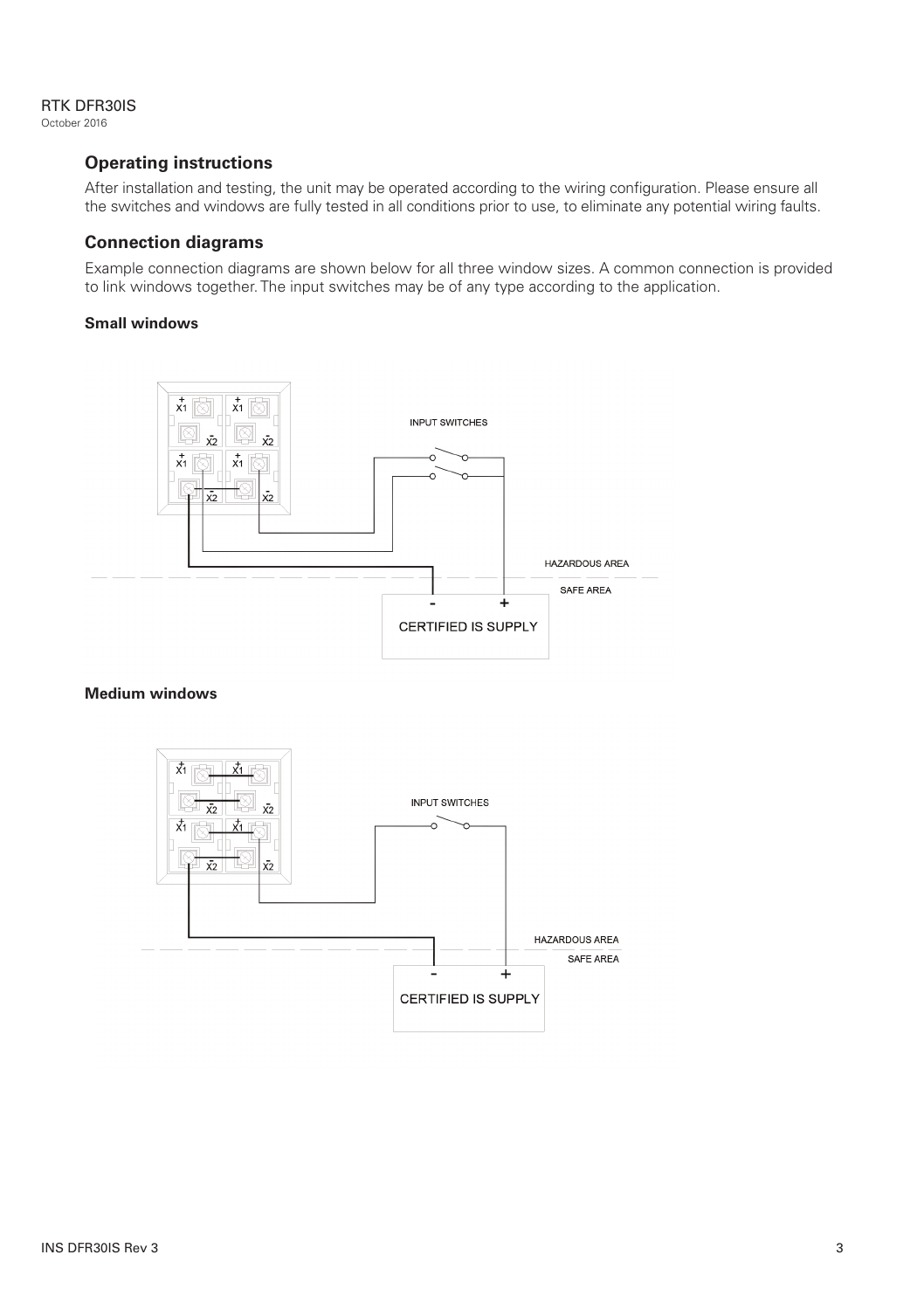## Operating instructions

After installation and testing, the unit may be operated according to the wiring configuration. Please ensure all the switches and windows are fully tested in all conditions prior to use, to eliminate any potential wiring faults.

## Connection diagrams

Example connection diagrams are shown below for all three window sizes. A common connection is provided to link windows together. The input switches may be of any type according to the application.

### Small windows

INPUT SWITCHES

HAZARDOUS AREA

SAFE AREA

CERTIFIED IS SUPPLY

### Medium windows

INPUT SWITCHES

HAZARDOUS AREA

SAFE AREA

CERTIFIED IS SUPPLY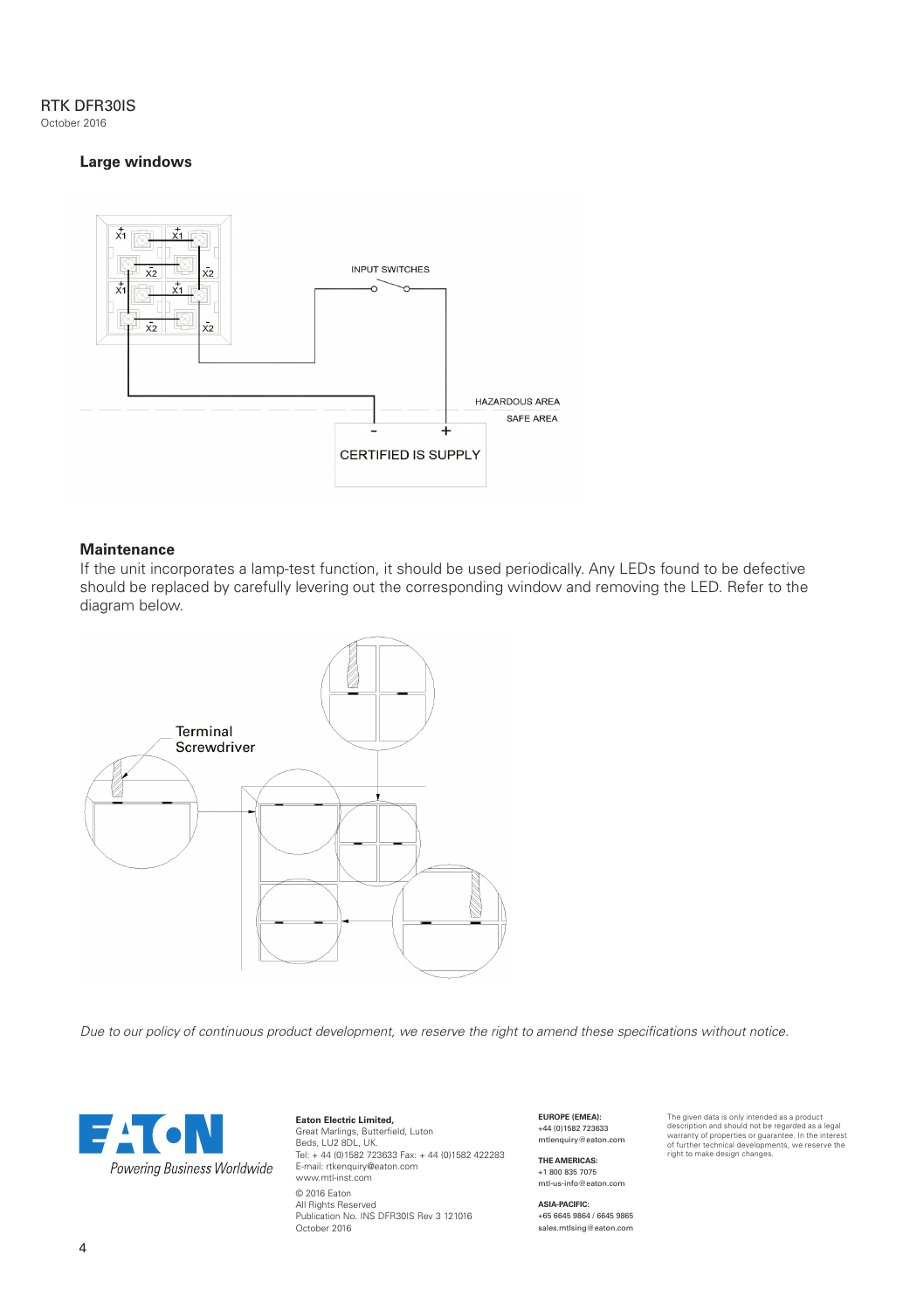RTK DFR30IS
October 2016

### Large windows

X1 X1 X2 X2 X1 X1 X2 X2

INPUT SWITCHES

HAZARDOUS AREA

SAFE AREA

- +

CERTIFIED IS SUPPLY

### Maintenance

If the unit incorporates a lamp-test function, it should be used periodically. Any LEDs found to be defective should be replaced by carefully levering out the corresponding window and removing the LED. Refer to the diagram below.

Terminal Screwdriver

*Due to our policy of continuous product development, we reserve the right to amend these specifications without notice.*

EATON
Powering Business Worldwide

**Eaton Electric Limited,**
Great Marlings, Butterfield, Luton
Beds, LU2 8DL, UK.
Tel: + 44 (0)1582 723633 Fax: + 44 (0)1582 422283
E-mail: rtkenquiry@eaton.com
www.mtl-inst.com

© 2016 Eaton
All Rights Reserved
Publication No. INS DFR30IS Rev 3 121016
October 2016

**EUROPE (EMEA):**
+44 (0)1582 723633
mtlenquiry@eaton.com

**THE AMERICAS:**
+1 800 835 7075
mtl-us-info@eaton.com

**ASIA-PACIFIC:**
+65 6645 9864 / 6645 9865
sales.mtlsing@eaton.com

The given data is only intended as a product description and should not be regarded as a legal warranty of properties or guarantee. In the interest of further technical developments, we reserve the right to make design changes.